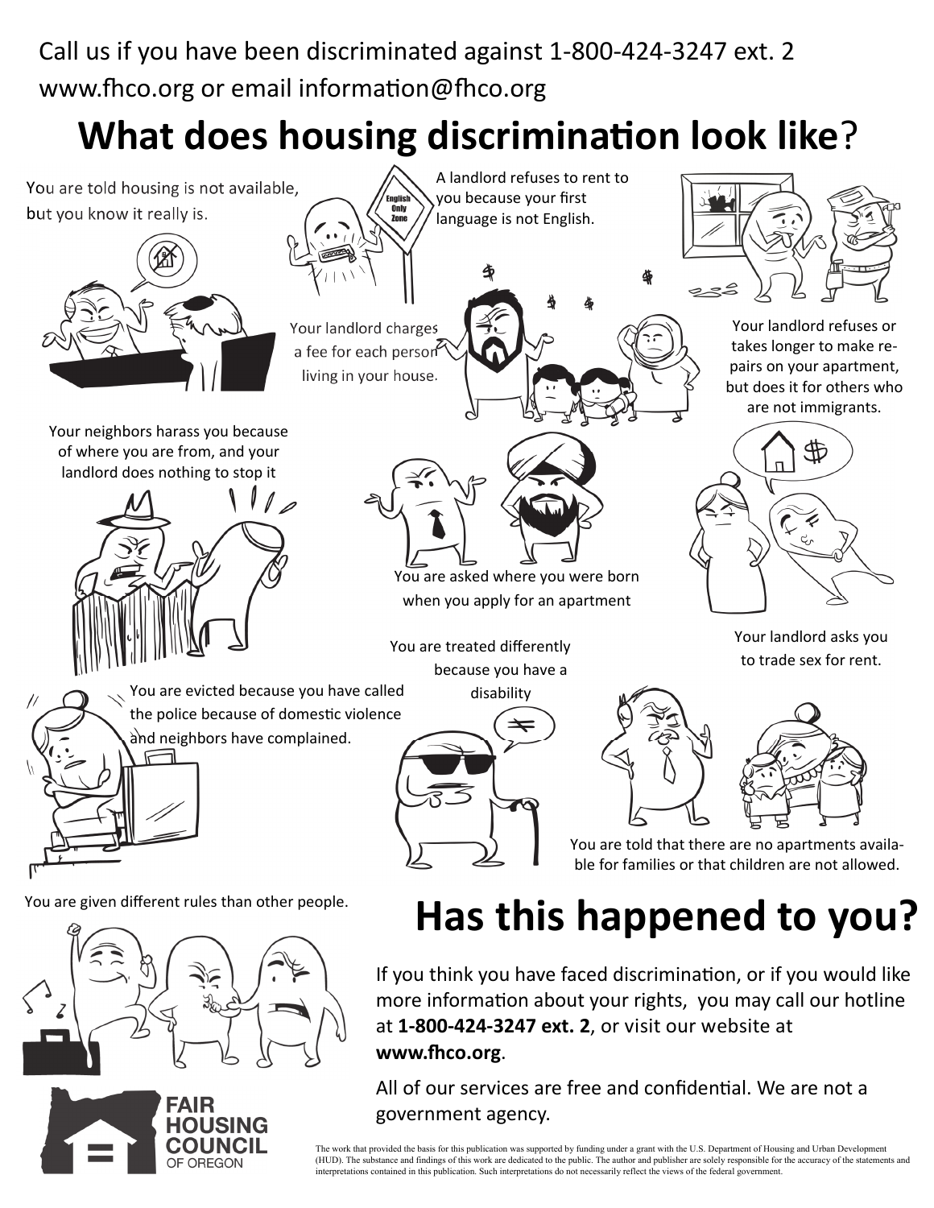Call us if you have been discriminated against 1-800-424-3247 ext. 2
www.fhco.org or email information@fhco.org

# What does housing discrimination look like?

You are told housing is not available, but you know it really is.

A landlord refuses to rent to you because your first language is not English.

Your landlord charges a fee for each person living in your house.

Your landlord refuses or takes longer to make repairs on your apartment, but does it for others who are not immigrants.

Your neighbors harass you because of where you are from, and your landlord does nothing to stop it

You are asked where you were born when you apply for an apartment

Your landlord asks you to trade sex for rent.

You are treated differently because you have a disability

You are evicted because you have called the police because of domestic violence and neighbors have complained.

You are told that there are no apartments available for families or that children are not allowed.

You are given different rules than other people.

# Has this happened to you?

If you think you have faced discrimination, or if you would like more information about your rights, you may call our hotline at **1-800-424-3247 ext. 2**, or visit our website at **www.fhco.org**.

All of our services are free and confidential. We are not a government agency.

FAIR HOUSING COUNCIL OF OREGON

The work that provided the basis for this publication was supported by funding under a grant with the U.S. Department of Housing and Urban Development (HUD). The substance and findings of this work are dedicated to the public. The author and publisher are solely responsible for the accuracy of the statements and interpretations contained in this publication. Such interpretations do not necessarily reflect the views of the federal government.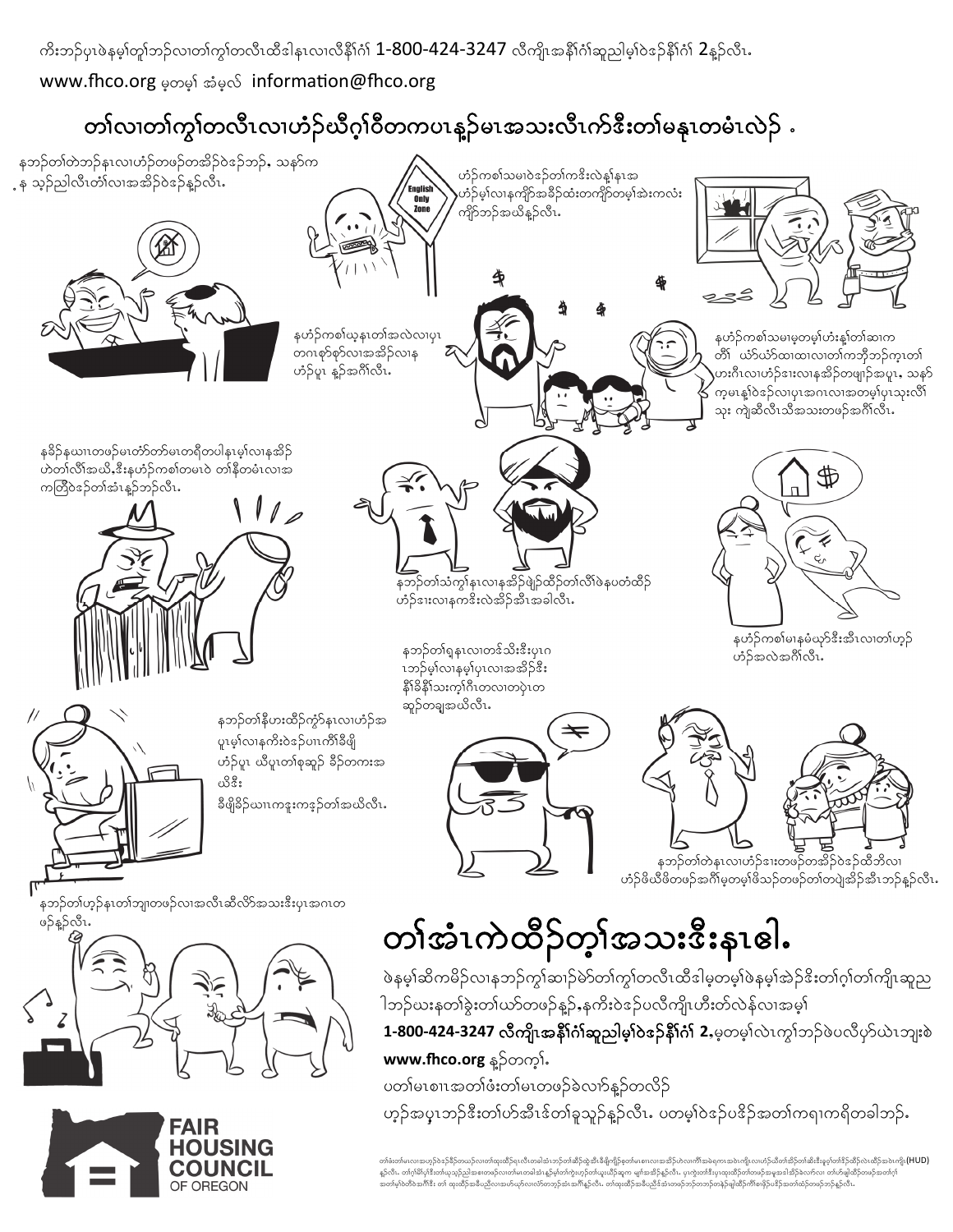ကိးဘ့ၣ်ပှၤဖဲနမ့ၢ်တူၢ်ဘ့ၣ်လၢတၢ်ကွၢ်တလီၤထီၣ်နၤလၢလီၢ်နီၢ်ဂ့ၢ် 1-800-424-3247 လီကျိၤအနီၢ်ဂံၢ်ဆူညါမ့ၢ်ဝဲဒၣ်နီၢ်ဂံၢ် 2န့ၣ်လီၤ.

www.fhco.org မ့တမ့ၢ် အံမ့လ် information@fhco.org

# တၢ်လၢတၢ်ကွၢ်တလီၤလၢဟံၣ်ယီဂ့ၢ်ဝီတကပၤန့ၣ်မၤအသးလီၤက်ဒီးတၢ်မနုၤတမံၤလဲၣ် .

နဘၣ်တၢ်တဲဘၣ်နၤလၢဟံၣ်တဖၣ်တအိၣ်ဝဲဒၣ်ဘၣ်, သန့ၣ်က.န သ့ၣ်ညါလီၤတၢ်လၢအအိၣ်ဝဲဒၣ်န့ၣ်လီၤ.

ဟံၣ်ကစၢ်သမၢဝဲဒၣ်တၢ်ကဒိးလဲန့ၢ်နၤအဟံၣ်မ့ၢ်လၢနကျိာ်အခီၣ်ထံးတကျိာ်တမ့ၢ်အဲးကလံးကျိာ်ဘၣ်အဃိန့ၣ်လီၤ.

နဟံၣ်ကစၢ်ဃ့နၤတၢ်အလဲလၢပှၤတဂၤစ့ၢ်စ့ၢ်လၢအအိၣ်လၢနဟံၣ်ပူၤ န့ၣ်အဂီၢ်လီၤ.

နဟံၣ်ကစၢ်သမၢမ့တမ့ၢ်ဟံးန့ၢ်တၢ်ဆၢကတီၢ် ယံာ်ယံာ်ထၢထၢလၢတၢ်ကဘိုဘၣ်ကူၤတၢ်ဟးဂီၤလၢဟံၣ်ဒၢးလၢနအိၣ်တဖျၢၣ်အပူၤ, သနၣ်ကမၤန့ၢ်ဝဲဒၣ်လၢပှၤအဂၤလၢအတမ့ၢ်ပှၤသုးလီၢ်သုး ကျဲဆီလီၤသီအသးတဖၣ်အဂီၢ်လီၤ.

နခိၣ်နယၢၤတဖၣ်မၤတံာ်တာ်မၤတရီတပါနၤမ့ၢ်လၢနအိၣ်ဟဲတၢ်လီၢ်အဃိ,ဒီးနဟံၣ်ကစၢ်တမၤဝဲ တၢ်နီတမံၤလၢအကတြိဝဲဒၣ်တၢ်အံၤန့ၣ်ဘၣ်လီၤ.

နဘၣ်တၢ်သံကွၢ်နၤလၢနအိၣ်ဖျဲၣ်ထီၣ်တၢ်လီၢ်ဖဲနပတံထီၣ်ဟံၣ်ဒၢးလၢနကဒိးလဲအိၣ်အီၤအခါလီၤ.

နဟံၣ်ကစၢ်မၤနမံယှာ်ဒီးအီၤလၢတၢ်ဟ့ၣ်ဟံၣ်အလဲအဂီၢ်လီၤ.

နဘၣ်တၢ်ရ့နၤလၢတၢ်သိးဒီးပှၤဂၤဘၣ်မ့ၢ်လၢနမ့ၢ်ပှၤလၢအအိၣ်ဒီးနီၢ်ခိနီၢ်သးကဲ့ၢ်ဂီၤတလၢတပှဲၤတဆူၣ်တချ့အဃိလီၤ.

နဘၣ်တၢ်နီဟးထိၣ်ကွံာ်နၤလၢဟံၣ်အပူၤမ့ၢ်လၢနကိးဝဲဒၣ်ပၢၤကီၢ်ခိဖျိဟံၣ်ပူၤ ဃိပူၤတၢ်စ့ဆူၣ် ခိၣ်တကးအဃိဒီး ခီဖျိခိၣ်ဃၢၤကဒုးကဒ့ၣ်တၢ်အဃိလီၤ.

နဘၣ်တၢ်တဲနၤလၢဟံၣ်ဒၢးတဖၣ်တအိၣ်ဝဲဒၣ်ထိဘိလၢဟံၣ်ဖိဃီဖိတဖၣ်အဂီၢ်မ့တမ့ၢ်ဖိသၣ်တဖၣ်တၢ်တပျဲအိၣ်အီၤဘၣ်န့ၣ်လီၤ.

နဘၣ်တၢ်ဟ့ၣ်နၤတၢ်ဘျၢတဖၣ်လၢအလီၤဆီလိာ်အသးဒီးပှၤအဂၤတဖၣ်န့ၣ်လီၤ.

# တၢ်အံၤကဲထီၣ်တ့ၢ်အသးဒီးနၤဧါ.

ဖဲနမ့ၢ်ဆိကမိၣ်လၢနဘၣ်ကွၢ်ဆၢၣ်မဲာ်တၢ်ကွၢ်တလီၤထီဒါမ့တမ့ၢ်ဖဲနမ့ၢ်အဲၣ်ဒိးတၢ်ဂ့ၢ်တၢ်ကျိၤဆူညါဘၣ်ဃးနတၢ်ခွဲးတၢ်ယာ်တဖၣ်န့ၣ်,နကိးဝဲဒၣ်ပလီကျိၤဟိးတၢ်လန်လၢအမ့ၢ်

**1-800-424-3247 လီကျိၤအနီၢ်ဂံၢ်ဆူညါမ့ၢ်ဝဲဒၣ်နီၢ်ဂံၢ် 2**,မ့တမ့ၢ်လဲၤကွၢ်ဘ့ၣ်ဖဲပလီပှာ်ယဲၤဘျၤစဲ

**www.fhco.org** န့ၣ်တက့ၢ်.

ပတၢ်မၤစၢၤအတၢ်ဖံးတၢ်မၤတဖၣ်ခဲလၢာ်န့ၣ်တလိၣ်

ဟ့ၣ်အပ្ហၤဘၣ်ဒီးတၢ်ဟ်အီၤဒ်တၢ်ခူသူၣ်န့ၣ်လီၤ. ပတမ့ၢ်ဝဲဒၣ်ပဒိၣ်အတၢ်ကရၢကရိတခါဘၣ်.

FAIR HOUSING COUNCIL OF OREGON